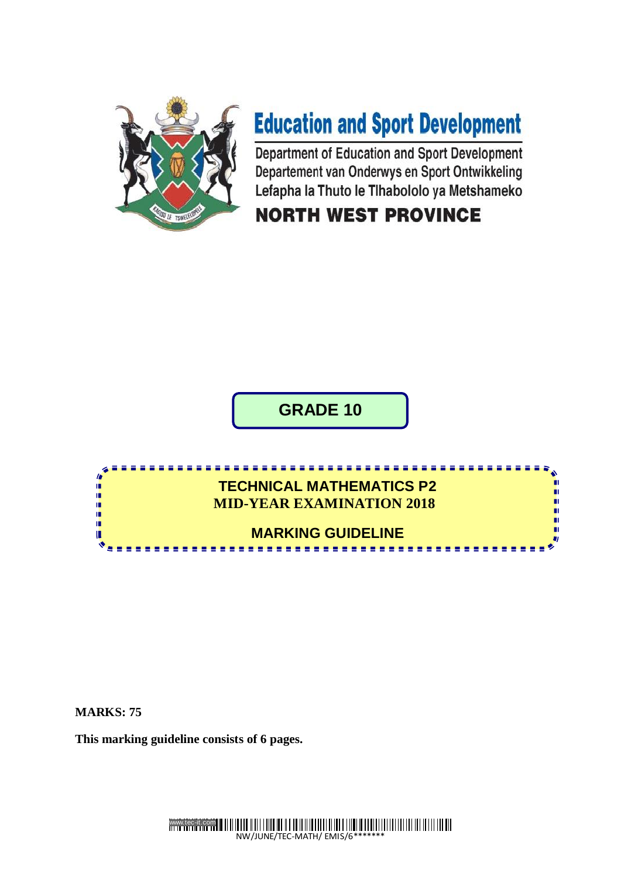# Education and Sport Development

Department of Education and Sport Development
Departement van Onderwys en Sport Ontwikkeling
Lefapha la Thuto le Tlhabololo ya Metshameko

**NORTH WEST PROVINCE**

## GRADE 10

## TECHNICAL MATHEMATICS P2
## MID-YEAR EXAMINATION 2018

## MARKING GUIDELINE

**MARKS: 75**

**This marking guideline consists of 6 pages.**

NW/JUNE/TEC-MATH/ EMIS/6*******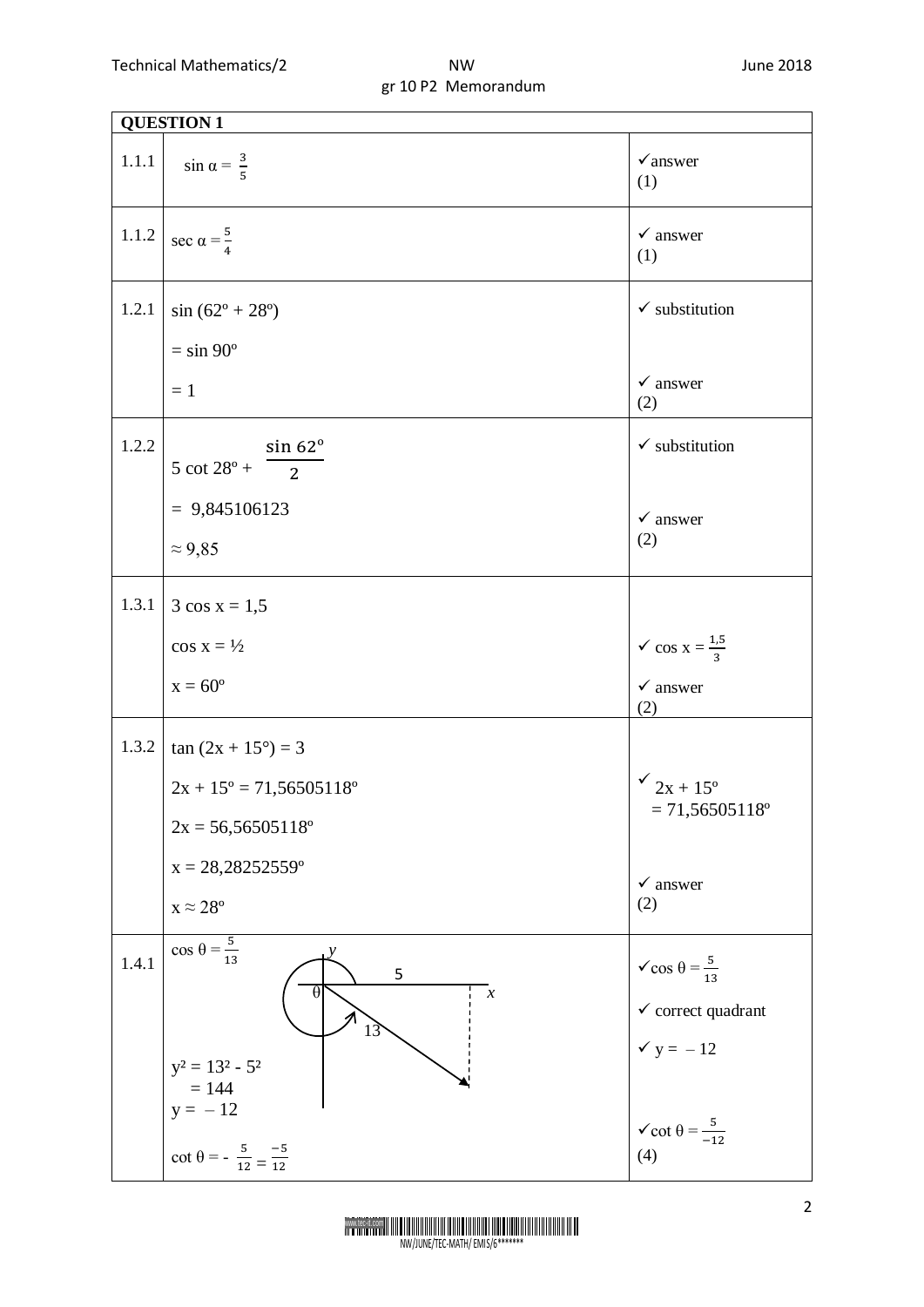| QUESTION 1 | | |
|---|---|---|
| 1.1.1 | $\sin\alpha = \frac{3}{5}$ | ✓answer (1) |
| 1.1.2 | $\sec\alpha = \frac{5}{4}$ | ✓ answer (1) |
| 1.2.1 | $\sin(62^\circ + 28^\circ)$ <br> $= \sin 90^\circ$ <br> $= 1$ | ✓ substitution <br> ✓ answer (2) |
| 1.2.2 | $5\cot 28^\circ + \frac{\sin 62^\circ}{2}$ <br> $= 9{,}845106123$ <br> $\approx 9{,}85$ | ✓ substitution <br> ✓ answer (2) |
| 1.3.1 | $3\cos x = 1{,}5$ <br> $\cos x = ½$ <br> $x = 60^\circ$ | ✓ $\cos x = \frac{1{,}5}{3}$ <br> ✓ answer (2) |
| 1.3.2 | $\tan(2x + 15^\circ) = 3$ <br> $2x + 15^\circ = 71{,}56505118^\circ$ <br> $2x = 56{,}56505118^\circ$ <br> $x = 28{,}28252559^\circ$ <br> $x \approx 28^\circ$ | ✓ $2x + 15^\circ = 71{,}56505118^\circ$ <br> ✓ answer (2) |
| 1.4.1 | $\cos\theta = \frac{5}{13}$ <br> [Diagram: angle θ measured from positive x-axis to a line of length 13 in the fourth quadrant, x = 5] <br> $y^2 = 13^2 - 5^2$ <br> $= 144$ <br> $y = -12$ <br> $\cot\theta = -\frac{5}{12} = \frac{-5}{12}$ | ✓ $\cos\theta = \frac{5}{13}$ <br> ✓ correct quadrant <br> ✓ $y = -12$ <br> ✓ $\cot\theta = \frac{5}{-12}$ (4) |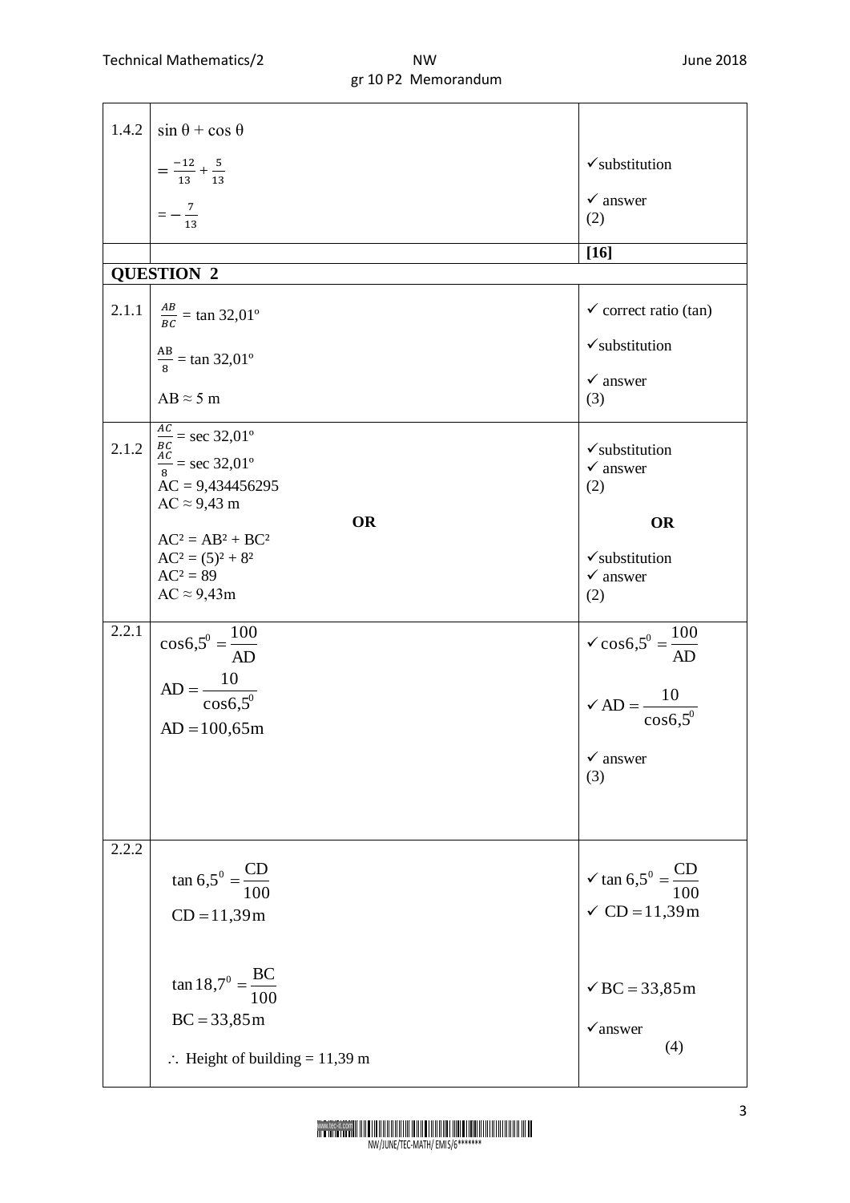| | | |
|---|---|---|
| 1.4.2 | $\sin \theta + \cos \theta$<br>$= \frac{-12}{13} + \frac{5}{13}$<br>$= -\frac{7}{13}$ | ✓substitution<br>✓ answer<br>(2) |
| | | **[16]** |
| **QUESTION 2** | | |
| 2.1.1 | $\frac{AB}{BC} = \tan 32{,}01^{\circ}$<br>$\frac{AB}{8} = \tan 32{,}01^{\circ}$<br>$AB \approx 5$ m | ✓ correct ratio (tan)<br>✓substitution<br>✓ answer<br>(3) |
| 2.1.2 | $\frac{AC}{BC} = \sec 32{,}01^{\circ}$<br>$\frac{AC}{8} = \sec 32{,}01^{\circ}$<br>$AC = 9{,}434456295$<br>$AC \approx 9{,}43$ m<br>**OR**<br>$AC^2 = AB^2 + BC^2$<br>$AC^2 = (5)^2 + 8^2$<br>$AC^2 = 89$<br>$AC \approx 9{,}43$m | ✓substitution<br>✓ answer<br>(2)<br>**OR**<br>✓substitution<br>✓ answer<br>(2) |
| 2.2.1 | $\cos 6{,}5^{0} = \frac{100}{AD}$<br>$AD = \frac{10}{\cos 6{,}5^{0}}$<br>$AD = 100{,}65$m | ✓ $\cos 6{,}5^{0} = \frac{100}{AD}$<br>✓ $AD = \frac{10}{\cos 6{,}5^{0}}$<br>✓ answer<br>(3) |
| 2.2.2 | $\tan 6{,}5^{0} = \frac{CD}{100}$<br>$CD = 11{,}39$m<br>$\tan 18{,}7^{0} = \frac{BC}{100}$<br>$BC = 33{,}85$m<br>$\therefore$ Height of building = 11,39 m | ✓ $\tan 6{,}5^{0} = \frac{CD}{100}$<br>✓ $CD = 11{,}39$m<br>✓ $BC = 33{,}85$m<br>✓answer<br>(4) |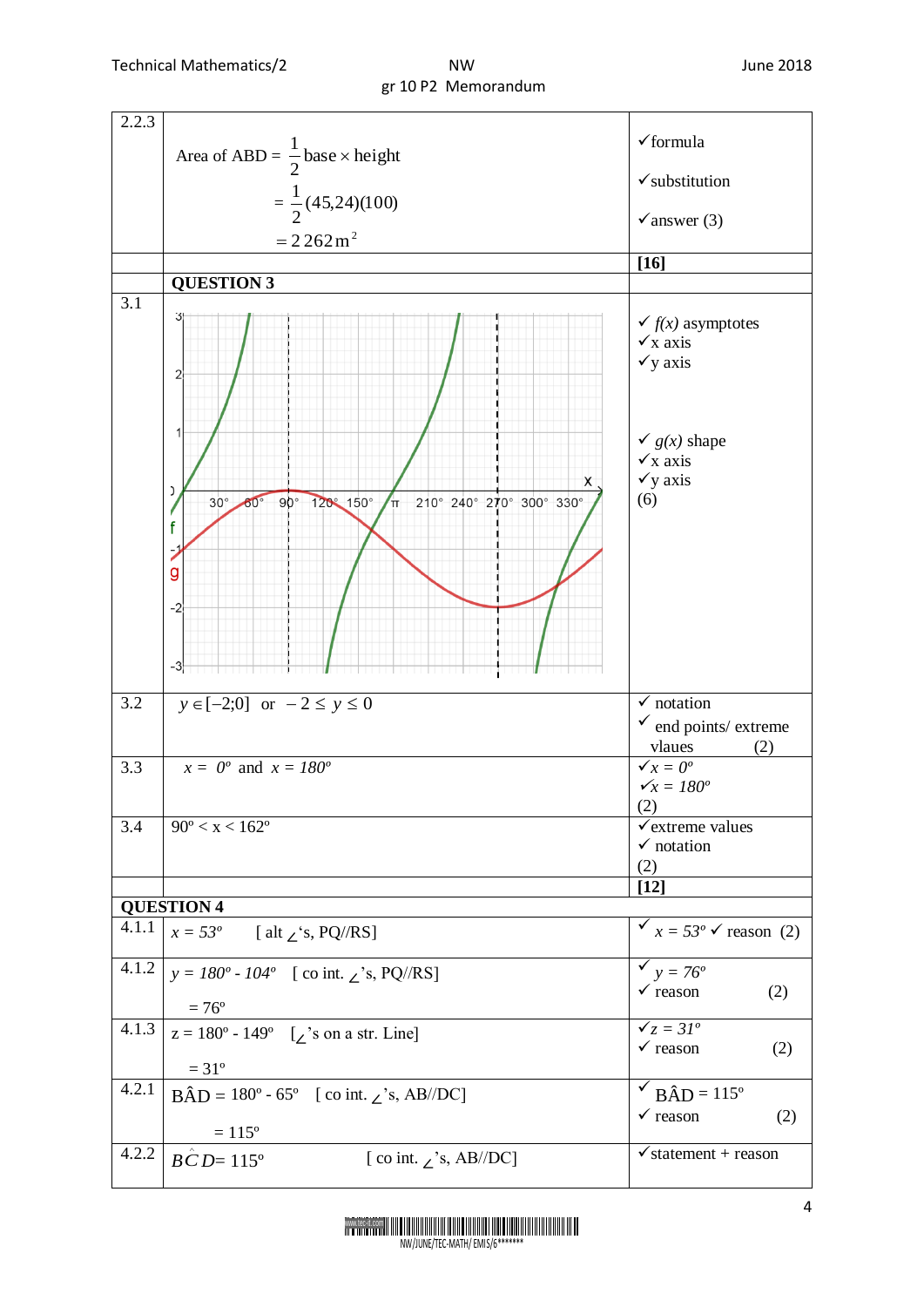| | | |
|---|---|---|
| 2.2.3 | Area of ABD = $\frac{1}{2}$ base × height <br> = $\frac{1}{2}(45,24)(100)$ <br> $= 2\,262\,\text{m}^2$ | ✓formula <br> ✓substitution <br> ✓answer (3) |
| | | **[16]** |
| | **QUESTION 3** | |
| 3.1 | (graph of f and g) | ✓ *f(x)* asymptotes <br> ✓x axis <br> ✓y axis <br><br> ✓ *g(x)* shape <br> ✓x axis <br> ✓y axis <br> (6) |
| 3.2 | $y \in [-2;0]$ or $-2 \leq y \leq 0$ | ✓ notation <br> ✓ end points/ extreme vlaues (2) |
| 3.3 | $x = 0^o$ and $x = 180^o$ | ✓$x = 0^o$ <br> ✓$x = 180^o$ <br> (2) |
| 3.4 | $90^o < x < 162^o$ | ✓extreme values <br> ✓ notation <br> (2) |
| | | **[12]** |
| **QUESTION 4** | | |
| 4.1.1 | $x = 53^o$ [ alt ∠'s, PQ//RS] | ✓ $x = 53^o$ ✓ reason (2) |
| 4.1.2 | $y = 180^o - 104^o$ [ co int. ∠'s, PQ//RS] <br> $= 76^o$ | ✓ $y = 76^o$ <br> ✓ reason (2) |
| 4.1.3 | $z = 180^o - 149^o$ [∠'s on a str. Line] <br> $= 31^o$ | ✓$z = 31^o$ <br> ✓ reason (2) |
| 4.2.1 | $B\hat{A}D = 180^o - 65^o$ [ co int. ∠'s, AB//DC] <br> $= 115^o$ | ✓ $B\hat{A}D = 115^o$ <br> ✓ reason (2) |
| 4.2.2 | $B\hat{C}D = 115^o$ [ co int. ∠'s, AB//DC] | ✓statement + reason |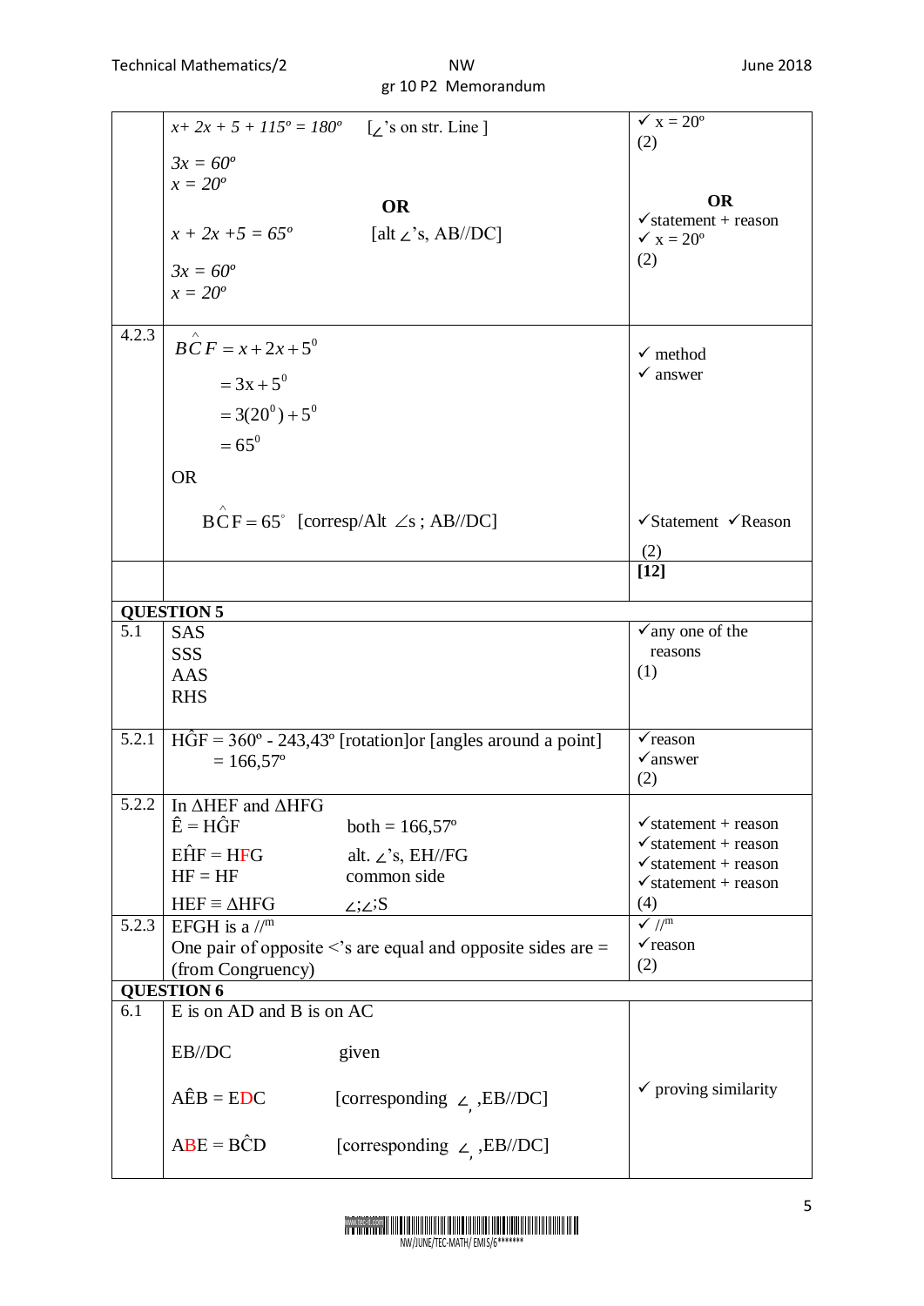| | | |
|---|---|---|
| | $x + 2x + 5 + 115° = 180°$ [∠'s on str. Line ]<br><br>$3x = 60°$<br>$x = 20°$<br><br>**OR**<br><br>$x + 2x + 5 = 65°$ [alt ∠'s, AB//DC]<br><br>$3x = 60°$<br>$x = 20°$ | ✓ $x = 20°$<br>(2)<br><br>**OR**<br>✓statement + reason<br>✓ $x = 20°$<br>(2) |
| 4.2.3 | $B\hat{C}F = x + 2x + 5^0$<br><br>$= 3x + 5^0$<br><br>$= 3(20^0) + 5^0$<br><br>$= 65^0$<br><br>OR<br><br>$B\hat{C}F = 65°$ [corresp/Alt ∠s ; AB//DC] | ✓ method<br>✓ answer<br><br><br><br><br><br>✓Statement ✓Reason<br><br>(2) |
| | | **[12]** |
| **QUESTION 5** | | |
| 5.1 | SAS<br>SSS<br>AAS<br>RHS | ✓any one of the reasons<br>(1) |
| 5.2.1 | $H\hat{G}F = 360° - 243{,}43°$ [rotation]or [angles around a point]<br>$= 166{,}57°$ | ✓reason<br>✓answer<br>(2) |
| 5.2.2 | In ΔHEF and ΔHFG<br>$\hat{E} = H\hat{G}F$ both = 166,57º<br>$E\hat{H}F = H\hat{F}G$ alt. ∠'s, EH//FG<br>HF = HF common side<br>HEF ≡ ΔHFG ∠;∠;S | ✓statement + reason<br>✓statement + reason<br>✓statement + reason<br>✓statement + reason<br>(4) |
| 5.2.3 | EFGH is a //$^m$<br>One pair of opposite <'s are equal and opposite sides are = (from Congruency) | ✓ //$^m$<br>✓reason<br>(2) |
| **QUESTION 6** | | |
| 6.1 | E is on AD and B is on AC<br><br>EB//DC given<br><br>$A\hat{E}B = E\hat{D}C$ [corresponding ∠, EB//DC]<br><br>$A\hat{B}E = B\hat{C}D$ [corresponding ∠, EB//DC] | <br><br><br><br>✓ proving similarity |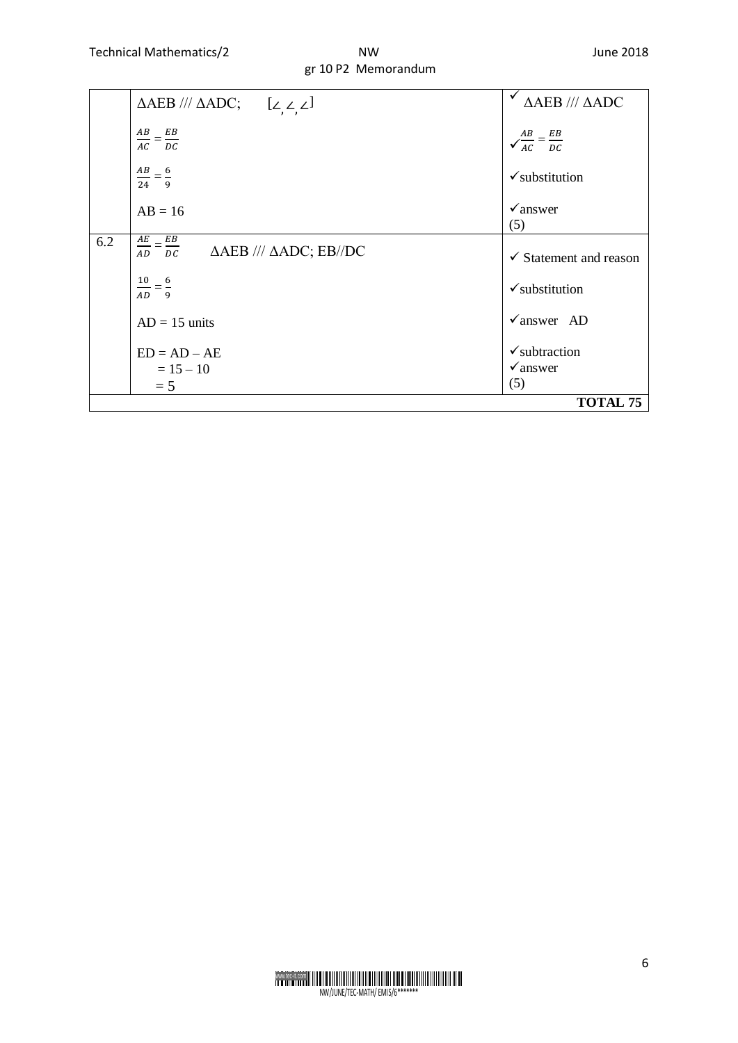| | | |
|---|---|---|
| | ΔAEB /// ΔADC; [∠, ∠, ∠] | ✓ ΔAEB /// ΔADC |
| | $\frac{AB}{AC} = \frac{EB}{DC}$ | ✓$\frac{AB}{AC} = \frac{EB}{DC}$ |
| | $\frac{AB}{24} = \frac{6}{9}$ | ✓substitution |
| | AB = 16 | ✓answer (5) |
| 6.2 | $\frac{AE}{AD} = \frac{EB}{DC}$ ΔAEB /// ΔADC; EB//DC | ✓ Statement and reason |
| | $\frac{10}{AD} = \frac{6}{9}$ | ✓substitution |
| | AD = 15 units | ✓answer AD |
| | ED = AD – AE<br>= 15 – 10<br>= 5 | ✓subtraction<br>✓answer<br>(5) |
| | | **TOTAL 75** |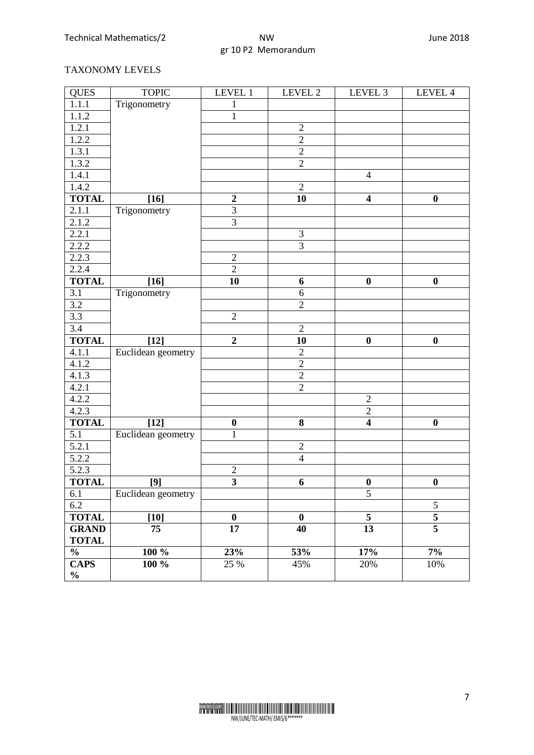TAXONOMY LEVELS

| QUES | TOPIC | LEVEL 1 | LEVEL 2 | LEVEL 3 | LEVEL 4 |
|---|---|---|---|---|---|
| 1.1.1 | Trigonometry | 1 | | | |
| 1.1.2 | | 1 | | | |
| 1.2.1 | | | 2 | | |
| 1.2.2 | | | 2 | | |
| 1.3.1 | | | 2 | | |
| 1.3.2 | | | 2 | | |
| 1.4.1 | | | | 4 | |
| 1.4.2 | | | 2 | | |
| **TOTAL** | **[16]** | **2** | **10** | **4** | **0** |
| 2.1.1 | Trigonometry | 3 | | | |
| 2.1.2 | | 3 | | | |
| 2.2.1 | | | 3 | | |
| 2.2.2 | | | 3 | | |
| 2.2.3 | | 2 | | | |
| 2.2.4 | | 2 | | | |
| **TOTAL** | **[16]** | **10** | **6** | **0** | **0** |
| 3.1 | Trigonometry | | 6 | | |
| 3.2 | | | 2 | | |
| 3.3 | | 2 | | | |
| 3.4 | | | 2 | | |
| **TOTAL** | **[12]** | **2** | **10** | **0** | **0** |
| 4.1.1 | Euclidean geometry | | 2 | | |
| 4.1.2 | | | 2 | | |
| 4.1.3 | | | 2 | | |
| 4.2.1 | | | 2 | | |
| 4.2.2 | | | | 2 | |
| 4.2.3 | | | | 2 | |
| **TOTAL** | **[12]** | **0** | **8** | **4** | **0** |
| 5.1 | Euclidean geometry | 1 | | | |
| 5.2.1 | | | 2 | | |
| 5.2.2 | | | 4 | | |
| 5.2.3 | | 2 | | | |
| **TOTAL** | **[9]** | **3** | **6** | **0** | **0** |
| 6.1 | Euclidean geometry | | | 5 | |
| 6.2 | | | | | 5 |
| **TOTAL** | **[10]** | **0** | **0** | **5** | **5** |
| **GRAND TOTAL** | **75** | **17** | **40** | **13** | **5** |
| **%** | **100 %** | **23%** | **53%** | **17%** | **7%** |
| **CAPS %** | **100 %** | 25 % | 45% | 20% | 10% |